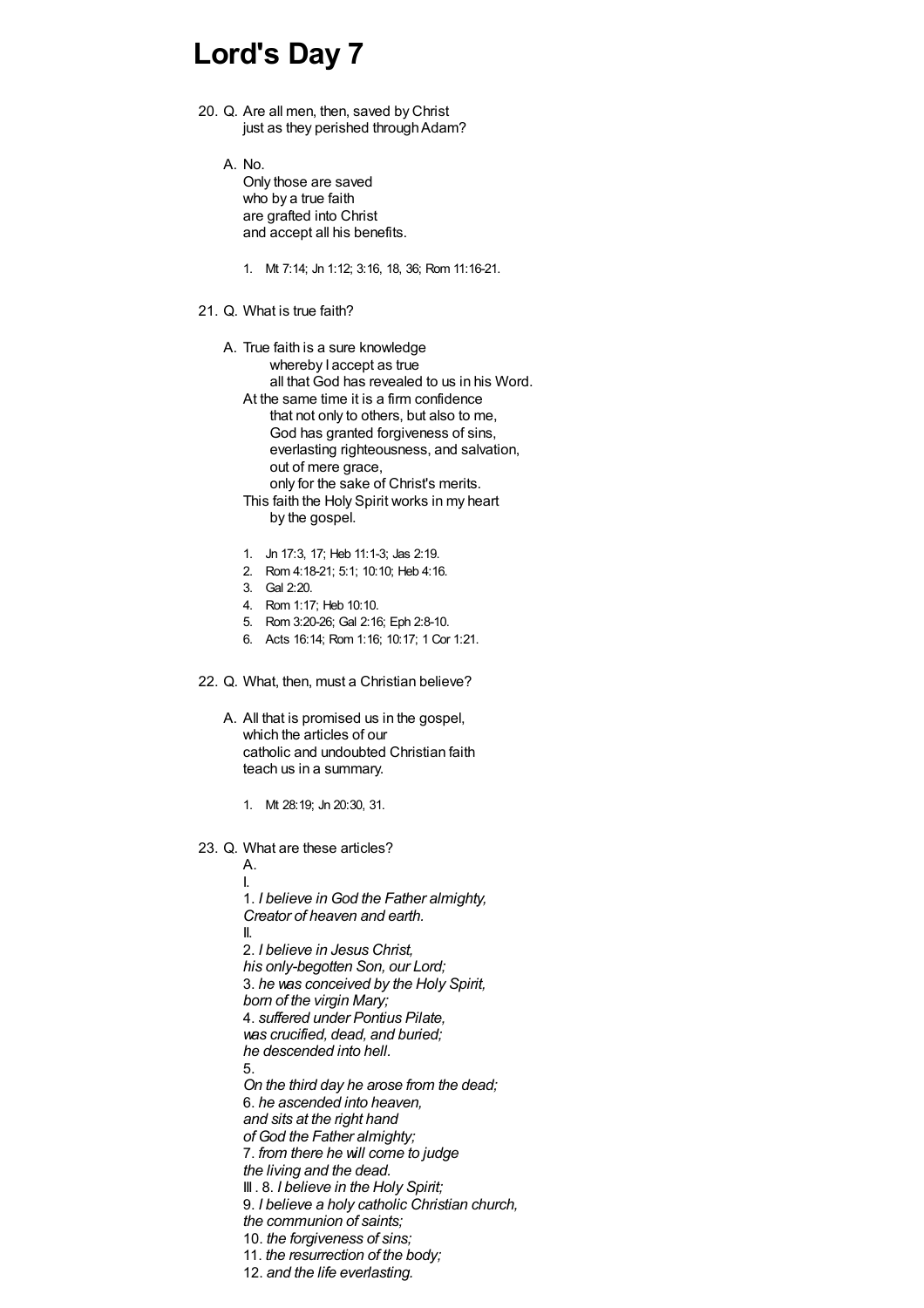# Lord's Day 7

20. Q. Are all men, then, saved by Christ
just as they perished through Adam?

A. No.
Only those are saved
who by a true faith
are grafted into Christ
and accept all his benefits.

1. Mt 7:14; Jn 1:12; 3:16, 18, 36; Rom 11:16-21.

21. Q. What is true faith?

A. True faith is a sure knowledge
whereby I accept as true
all that God has revealed to us in his Word.
At the same time it is a firm confidence
that not only to others, but also to me,
God has granted forgiveness of sins,
everlasting righteousness, and salvation,
out of mere grace,
only for the sake of Christ's merits.
This faith the Holy Spirit works in my heart
by the gospel.

1. Jn 17:3, 17; Heb 11:1-3; Jas 2:19.
2. Rom 4:18-21; 5:1; 10:10; Heb 4:16.
3. Gal 2:20.
4. Rom 1:17; Heb 10:10.
5. Rom 3:20-26; Gal 2:16; Eph 2:8-10.
6. Acts 16:14; Rom 1:16; 10:17; 1 Cor 1:21.

22. Q. What, then, must a Christian believe?

A. All that is promised us in the gospel,
which the articles of our
catholic and undoubted Christian faith
teach us in a summary.

1. Mt 28:19; Jn 20:30, 31.

23. Q. What are these articles?

A.

I.
1. *I believe in God the Father almighty,
Creator of heaven and earth.*

II.
2. *I believe in Jesus Christ,
his only-begotten Son, our Lord;*
3. *he was conceived by the Holy Spirit,
born of the virgin Mary;*
4. *suffered under Pontius Pilate,
was crucified, dead, and buried;
he descended into hell.*
5.
*On the third day he arose from the dead;*
6. *he ascended into heaven,
and sits at the right hand
of God the Father almighty;*
7. *from there he will come to judge
the living and the dead.*

III . 8. *I believe in the Holy Spirit;*
9. *I believe a holy catholic Christian church,
the communion of saints;*
10. *the forgiveness of sins;*
11. *the resurrection of the body;*
12. *and the life everlasting.*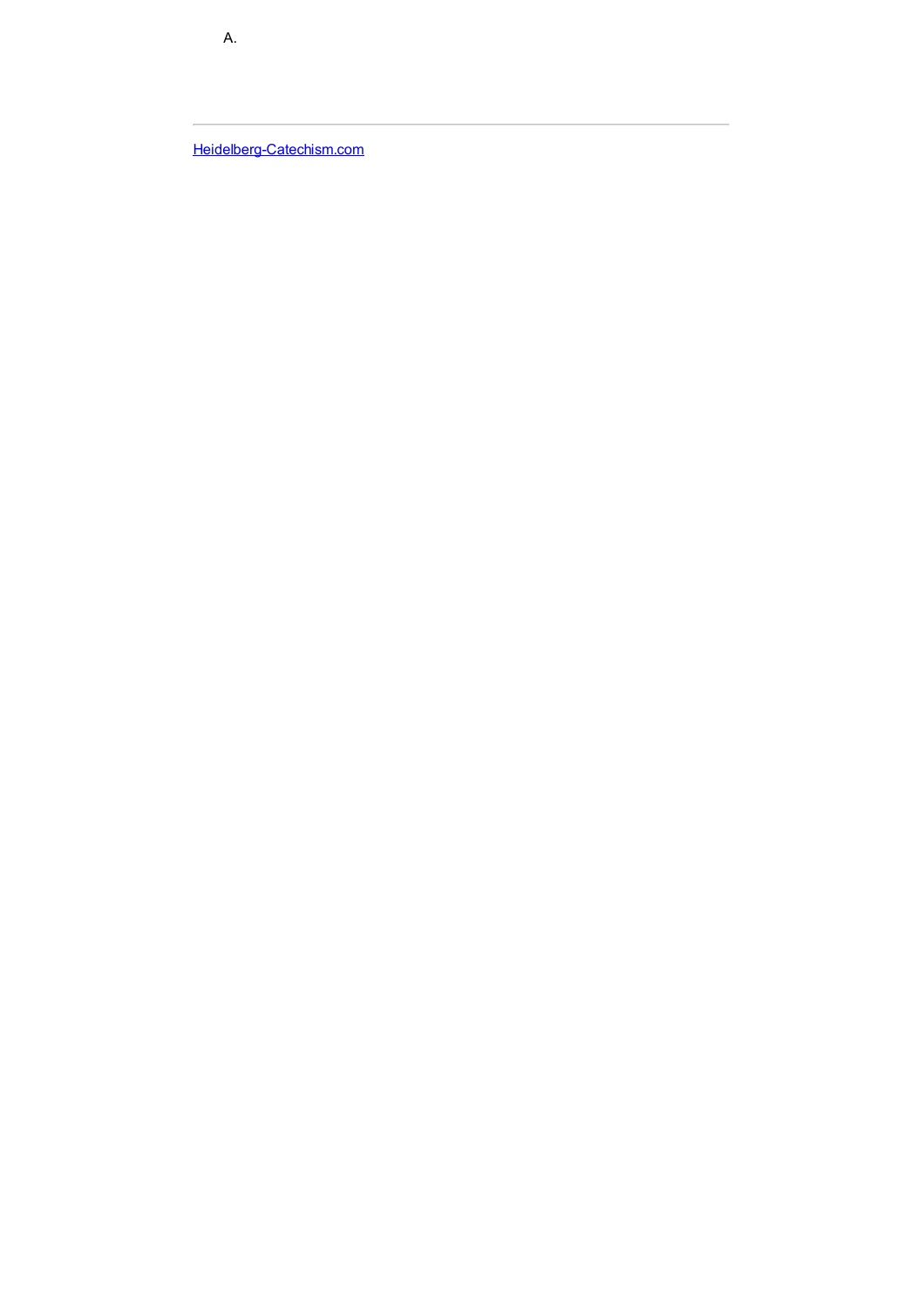A.

---

[Heidelberg-Catechism.com](Heidelberg-Catechism.com)